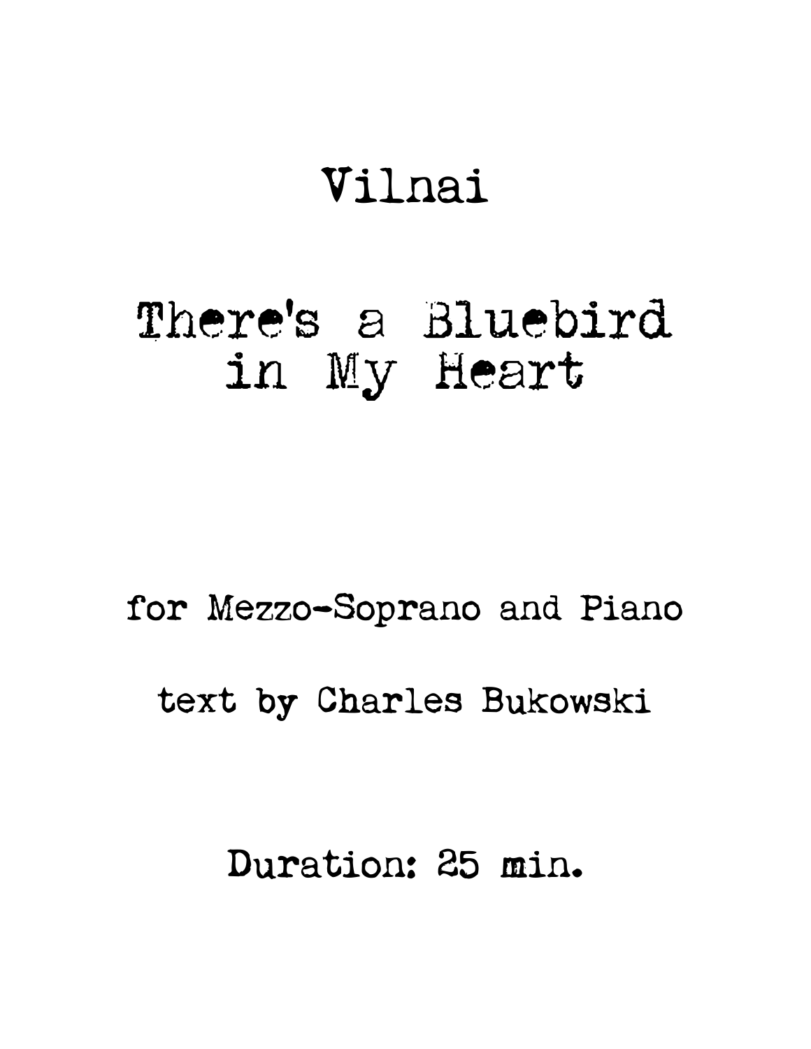# Vilnai

# There's a Bluebird in My Heart

for Mezzo-Soprano and Piano

text by Charles Bukowski

Duration: 25 min.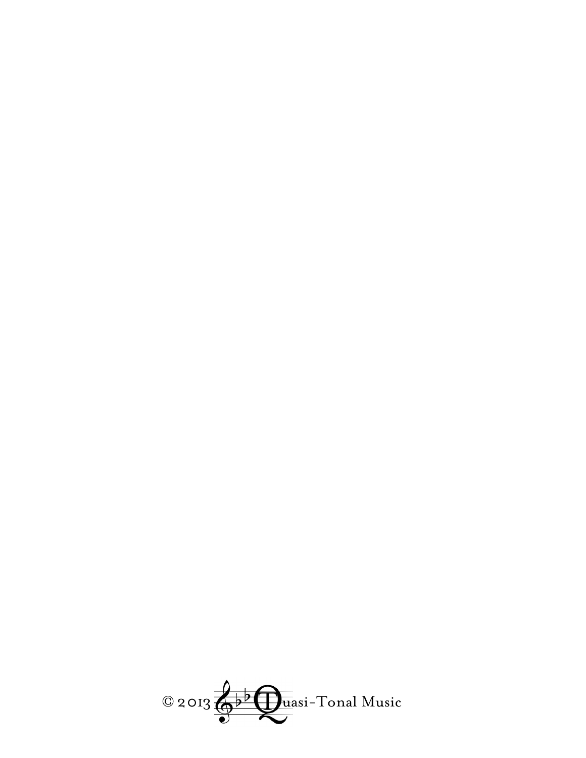© 2013 Quasi-Tonal Music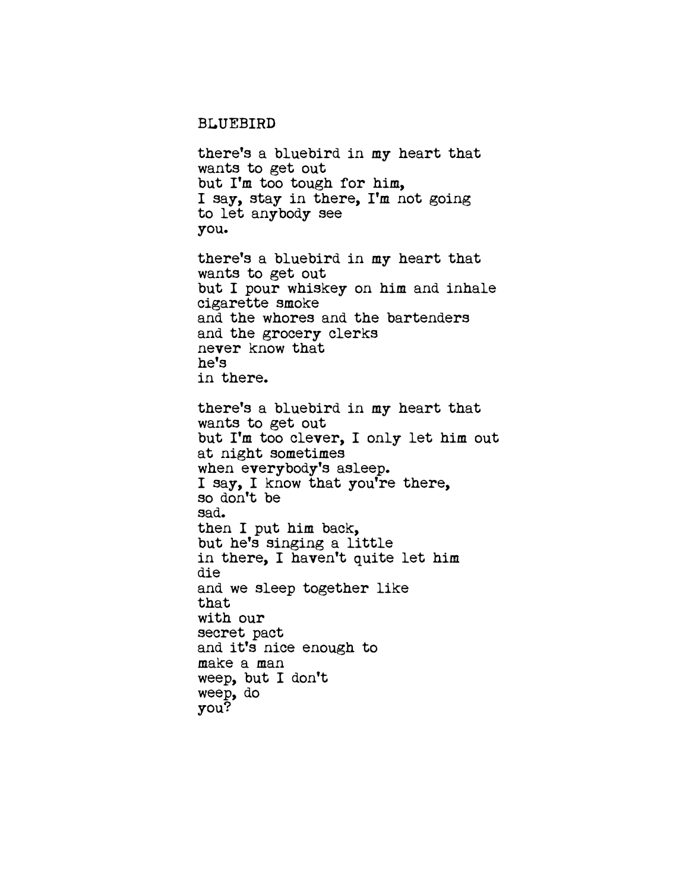# BLUEBIRD

there's a bluebird in my heart that  
wants to get out  
but I'm too tough for him,  
I say, stay in there, I'm not going  
to let anybody see  
you.

there's a bluebird in my heart that  
wants to get out  
but I pour whiskey on him and inhale  
cigarette smoke  
and the whores and the bartenders  
and the grocery clerks  
never know that  
he's  
in there.

there's a bluebird in my heart that  
wants to get out  
but I'm too clever, I only let him out  
at night sometimes  
when everybody's asleep.  
I say, I know that you're there,  
so don't be  
sad.  
then I put him back,  
but he's singing a little  
in there, I haven't quite let him  
die  
and we sleep together like  
that  
with our  
secret pact  
and it's nice enough to  
make a man  
weep, but I don't  
weep, do  
you?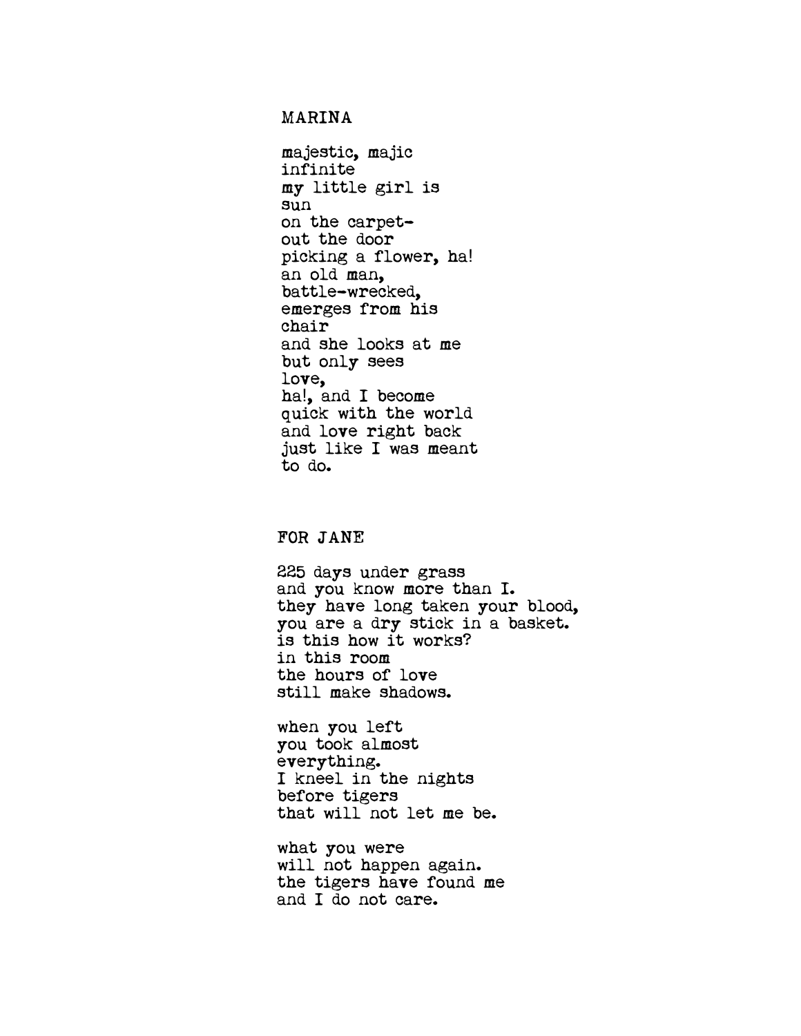## MARINA

majestic, majic
infinite
my little girl is
sun
on the carpet-
out the door
picking a flower, ha!
an old man,
battle-wrecked,
emerges from his
chair
and she looks at me
but only sees
love,
ha!, and I become
quick with the world
and love right back
just like I was meant
to do.

## FOR JANE

225 days under grass
and you know more than I.
they have long taken your blood,
you are a dry stick in a basket.
is this how it works?
in this room
the hours of love
still make shadows.

when you left
you took almost
everything.
I kneel in the nights
before tigers
that will not let me be.

what you were
will not happen again.
the tigers have found me
and I do not care.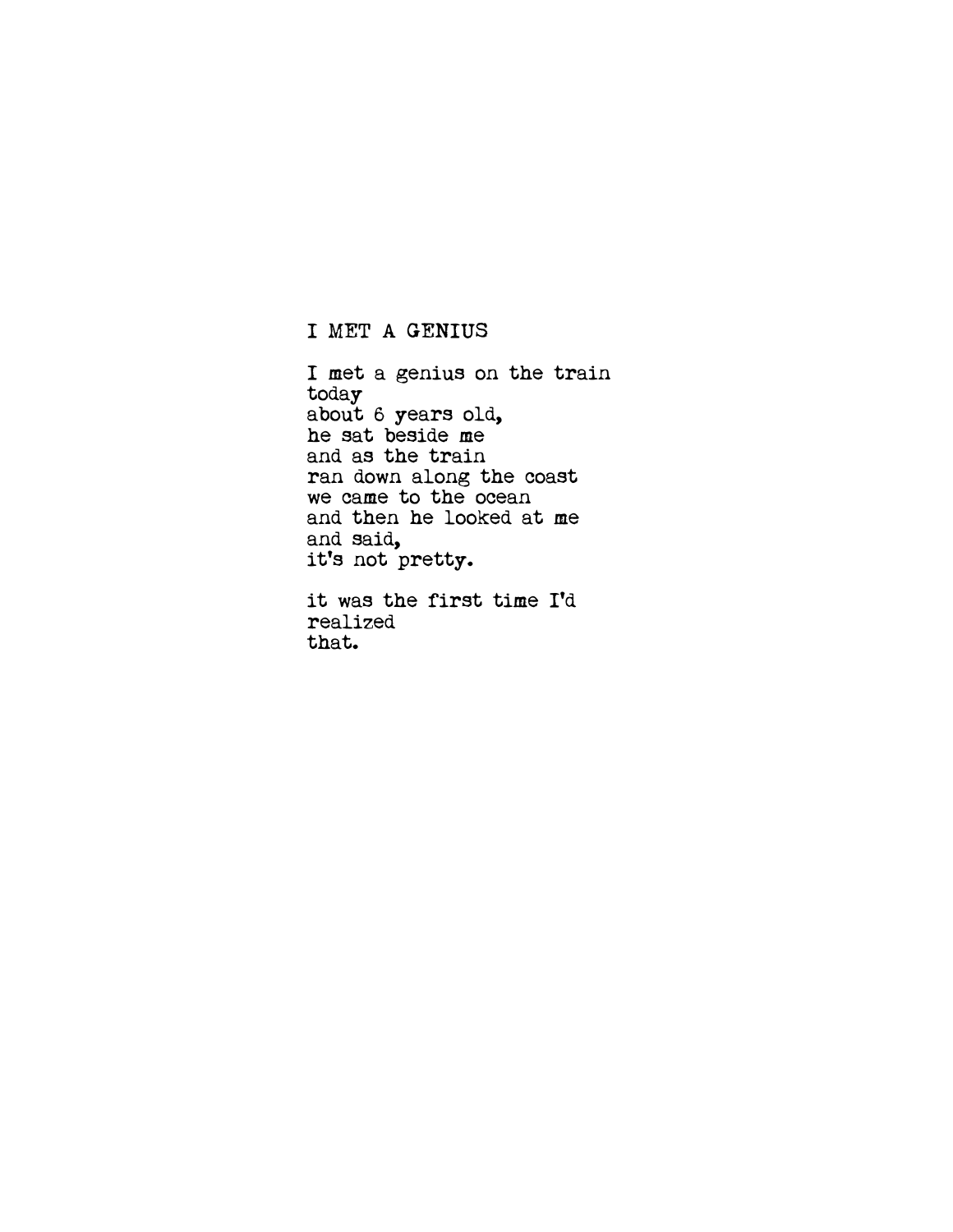# I MET A GENIUS

I met a genius on the train  
today  
about 6 years old,  
he sat beside me  
and as the train  
ran down along the coast  
we came to the ocean  
and then he looked at me  
and said,  
it's not pretty.

it was the first time I'd  
realized  
that.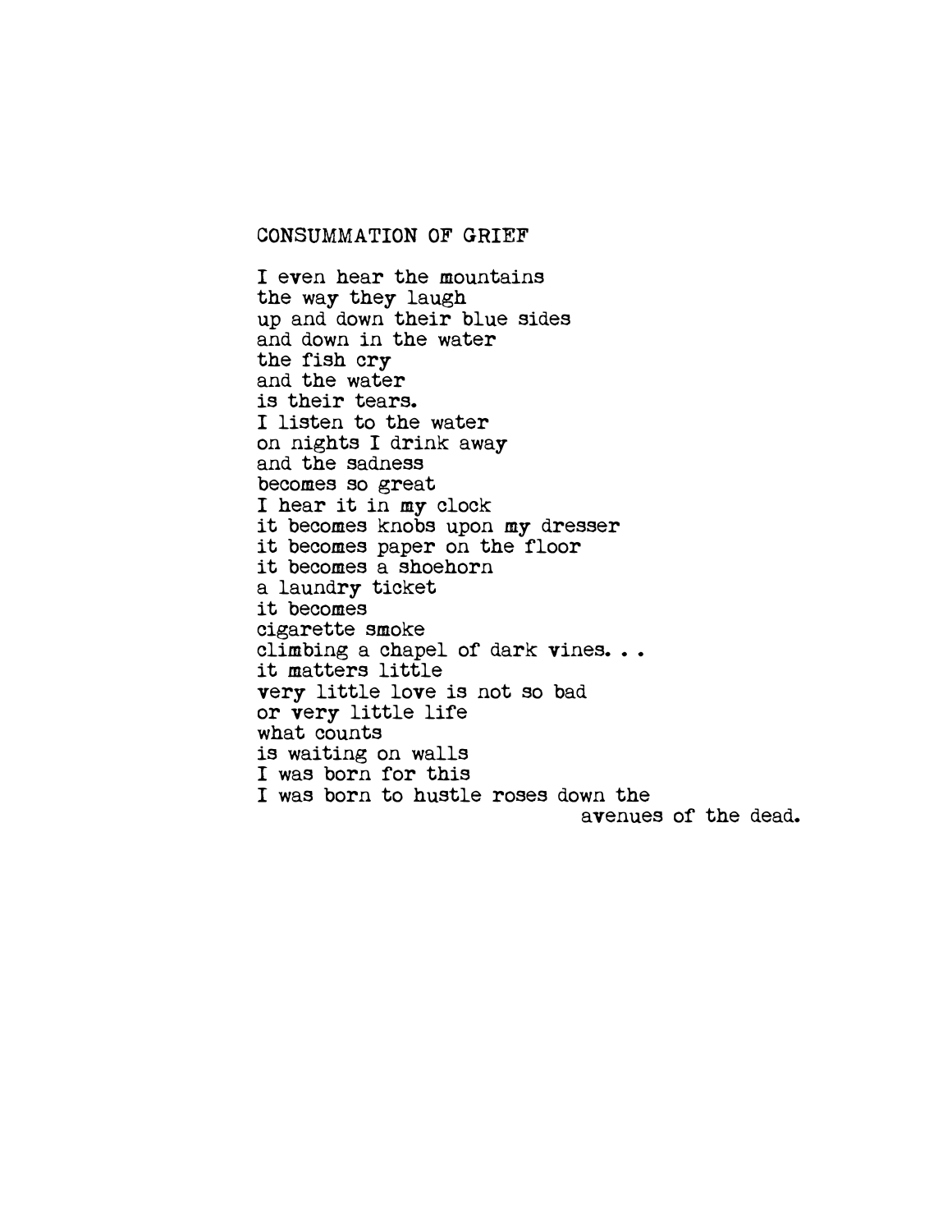## CONSUMMATION OF GRIEF

I even hear the mountains  
the way they laugh  
up and down their blue sides  
and down in the water  
the fish cry  
and the water  
is their tears.  
I listen to the water  
on nights I drink away  
and the sadness  
becomes so great  
I hear it in my clock  
it becomes knobs upon my dresser  
it becomes paper on the floor  
it becomes a shoehorn  
a laundry ticket  
it becomes  
cigarette smoke  
climbing a chapel of dark vines. . .  
it matters little  
very little love is not so bad  
or very little life  
what counts  
is waiting on walls  
I was born for this  
I was born to hustle roses down the  
avenues of the dead.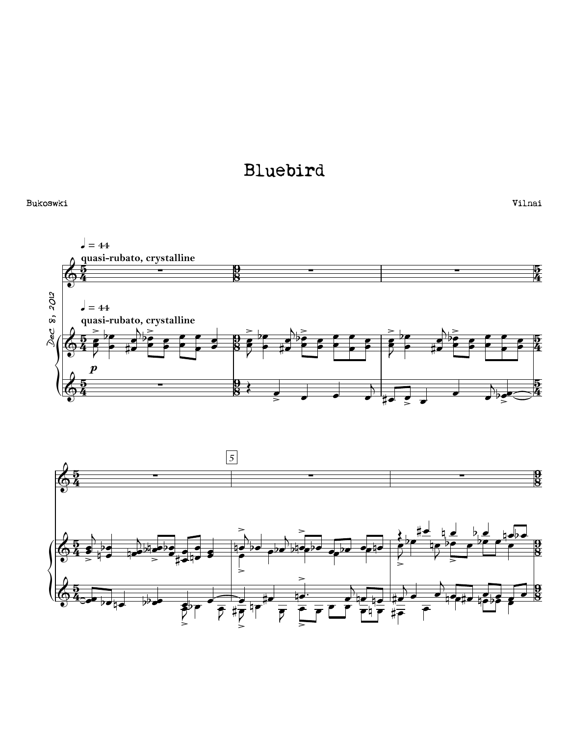# Bluebird

Bukoswki

Vilnai

Dec 8, 2012

♩ = 44

**quasi-rubato, crystalline**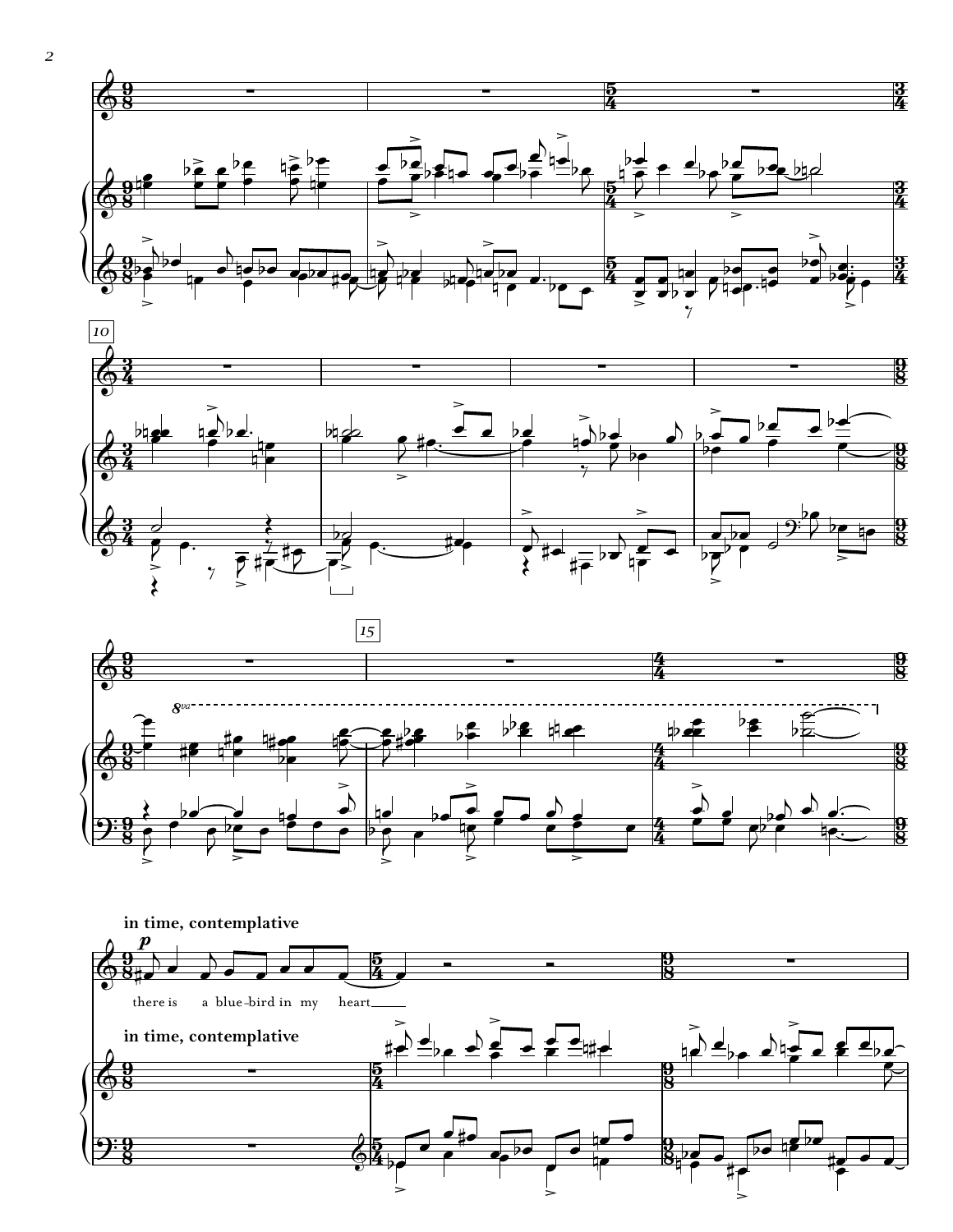**in time, contemplative**

*p*

there is a blue-bird in my heart

**in time, contemplative**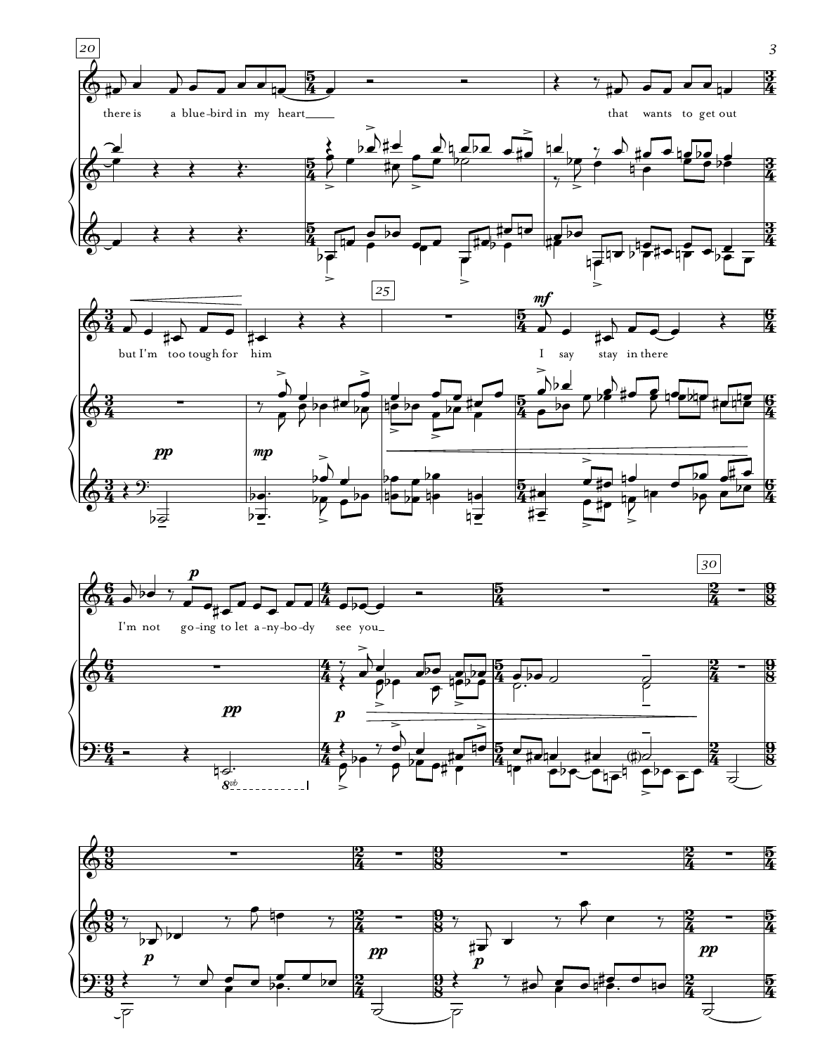there is a blue-bird in my heart

that wants to get out

but I'm too tough for him

I say stay in there

I'm not go-ing to let a-ny-bo-dy see you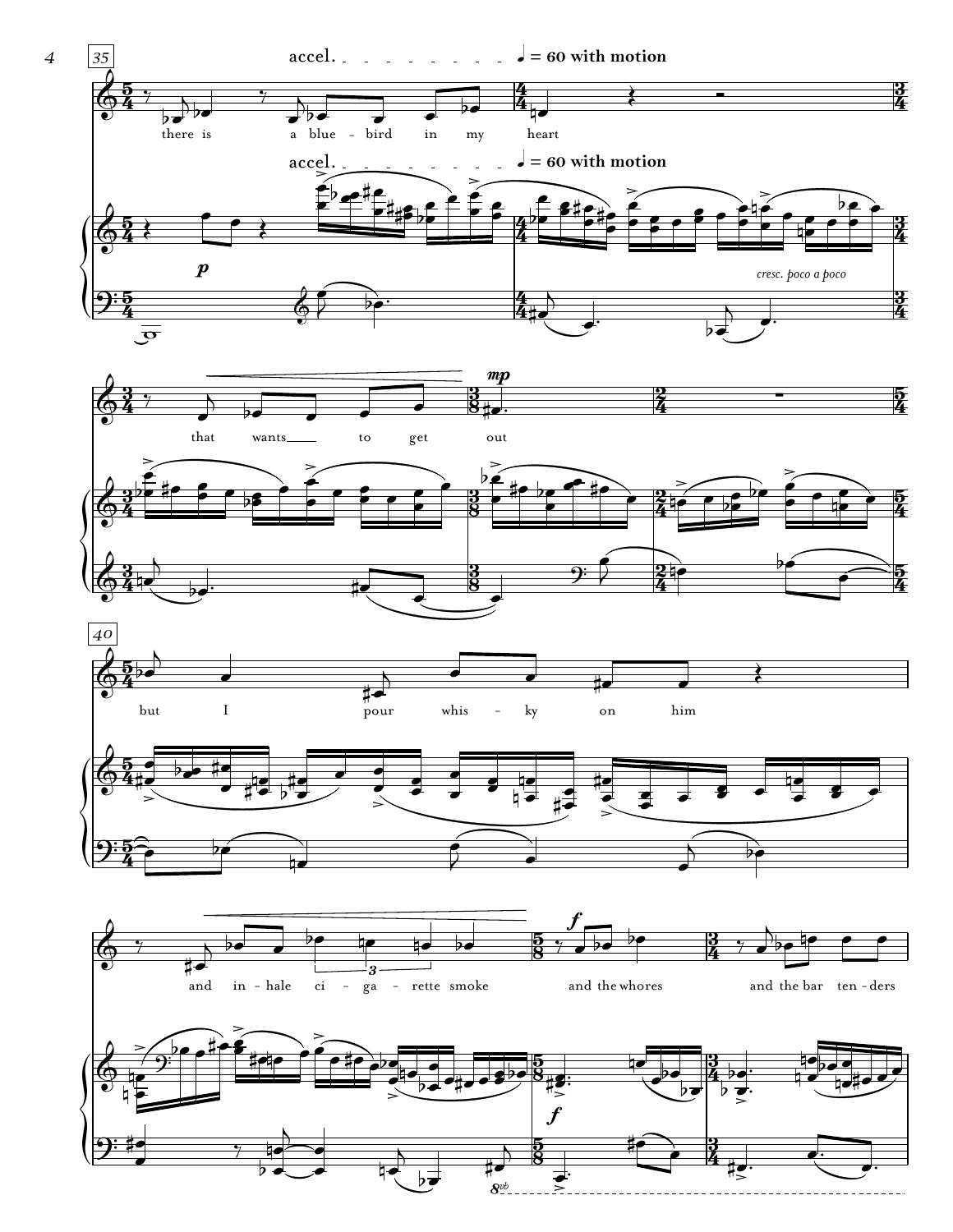35

accel. ♩ = 60 with motion

there is a blue - bird in my heart

accel. ♩ = 60 with motion

*p*

*cresc. poco a poco*

that wants___ to get out

*mp*

40

but I pour whis - ky on him

and in - hale ci - ga - rette smoke and the whores and the bar ten - ders

*f*

*f*

8vb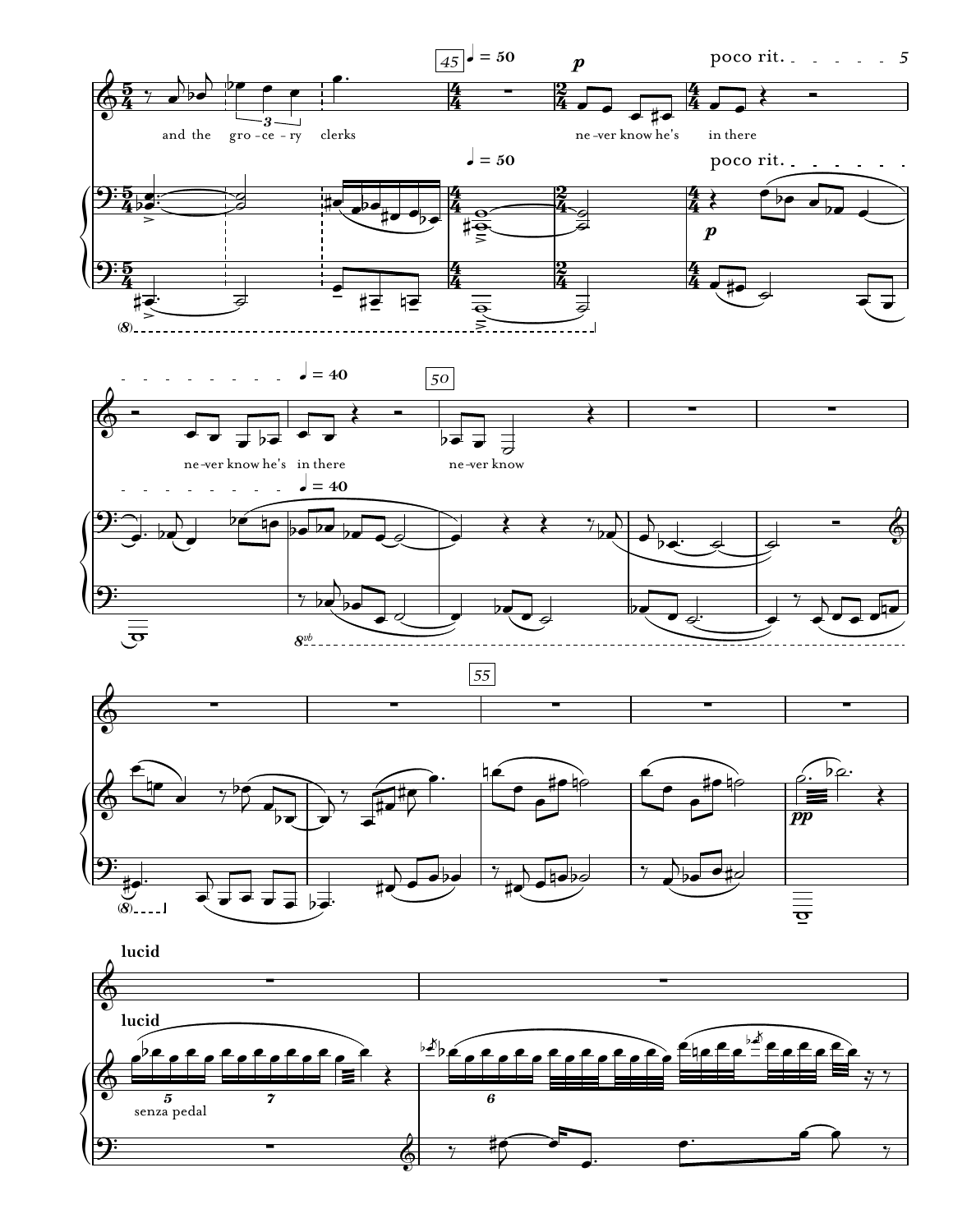45 ♩ = 50

*p*

poco rit.

and the gro - ce - ry clerks

ne - ver know he's in there

ne - ver know he's in there

♩ = 40

50

ne - ver know

♩ = 50

poco rit.

*p*

♩ = 40

55

*pp*

**lucid**

**lucid**

senza pedal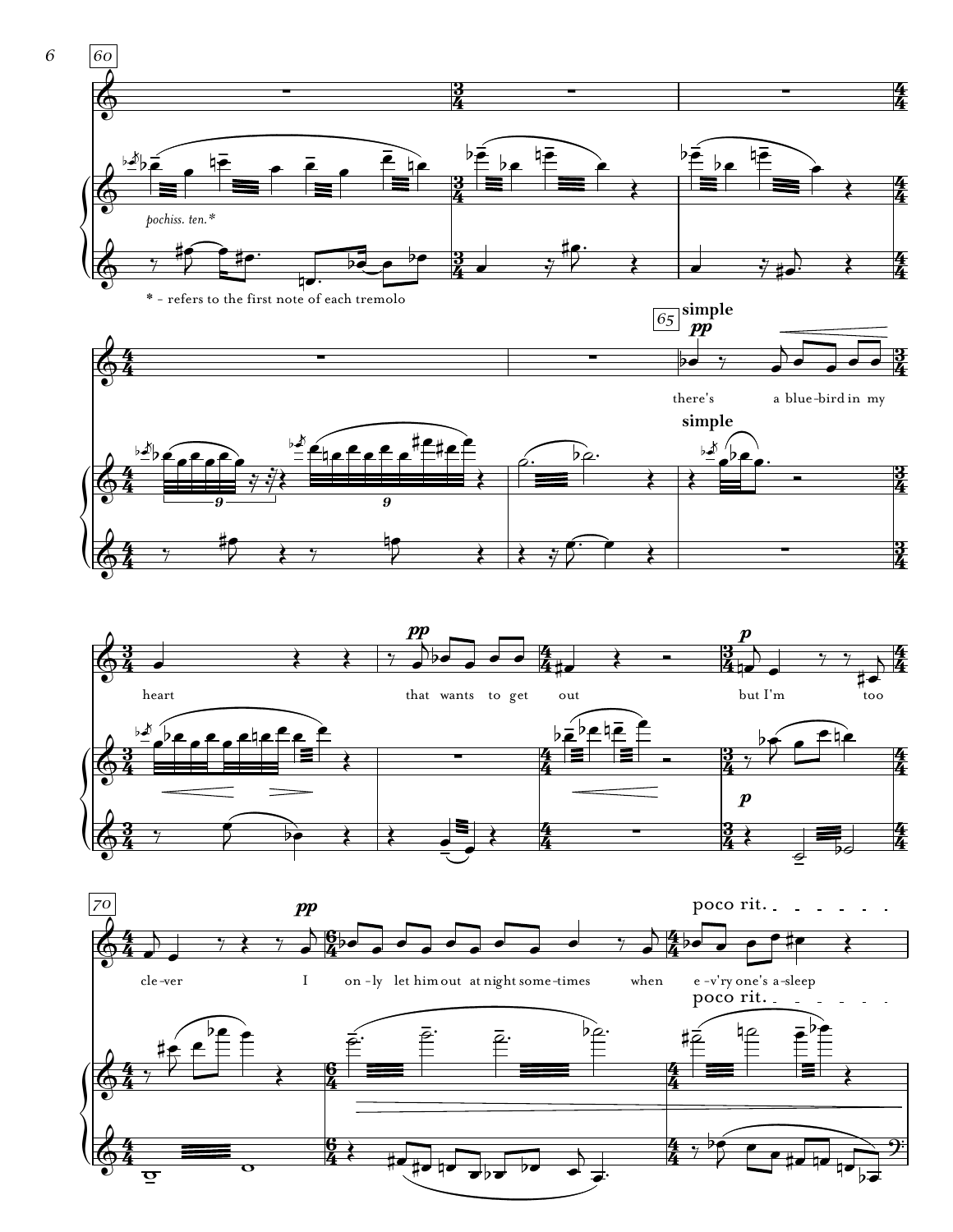60

*pochiss. ten.**

* - refers to the first note of each tremolo

65 **simple**

**pp**

there's a blue-bird in my

**simple**

heart

**pp**

that wants to get out

**p**

but I'm too

**p**

70

cle-ver

**pp**

I on-ly let him out at night some-times when e-v'ry one's a-sleep

poco rit.

poco rit.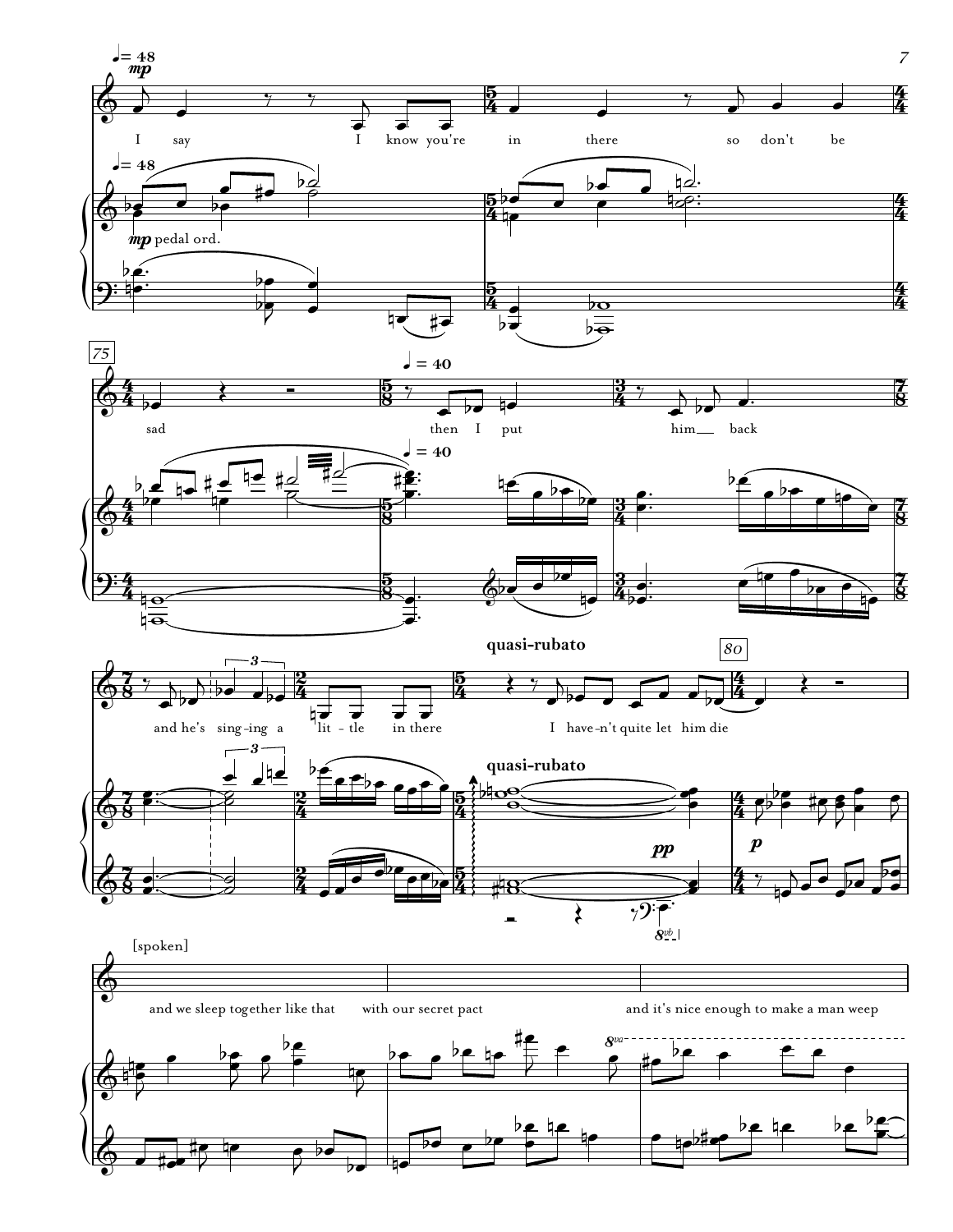♩= 48

*mp*

I say I know you're in there so don't be sad

*mp* pedal ord.

75

♩= 40

then I put him back

and he's sing-ing a lit-tle in there

**quasi-rubato**

I have-n't quite let him die

80

*pp*

*p*

[spoken]

and we sleep together like that with our secret pact and it's nice enough to make a man weep

8va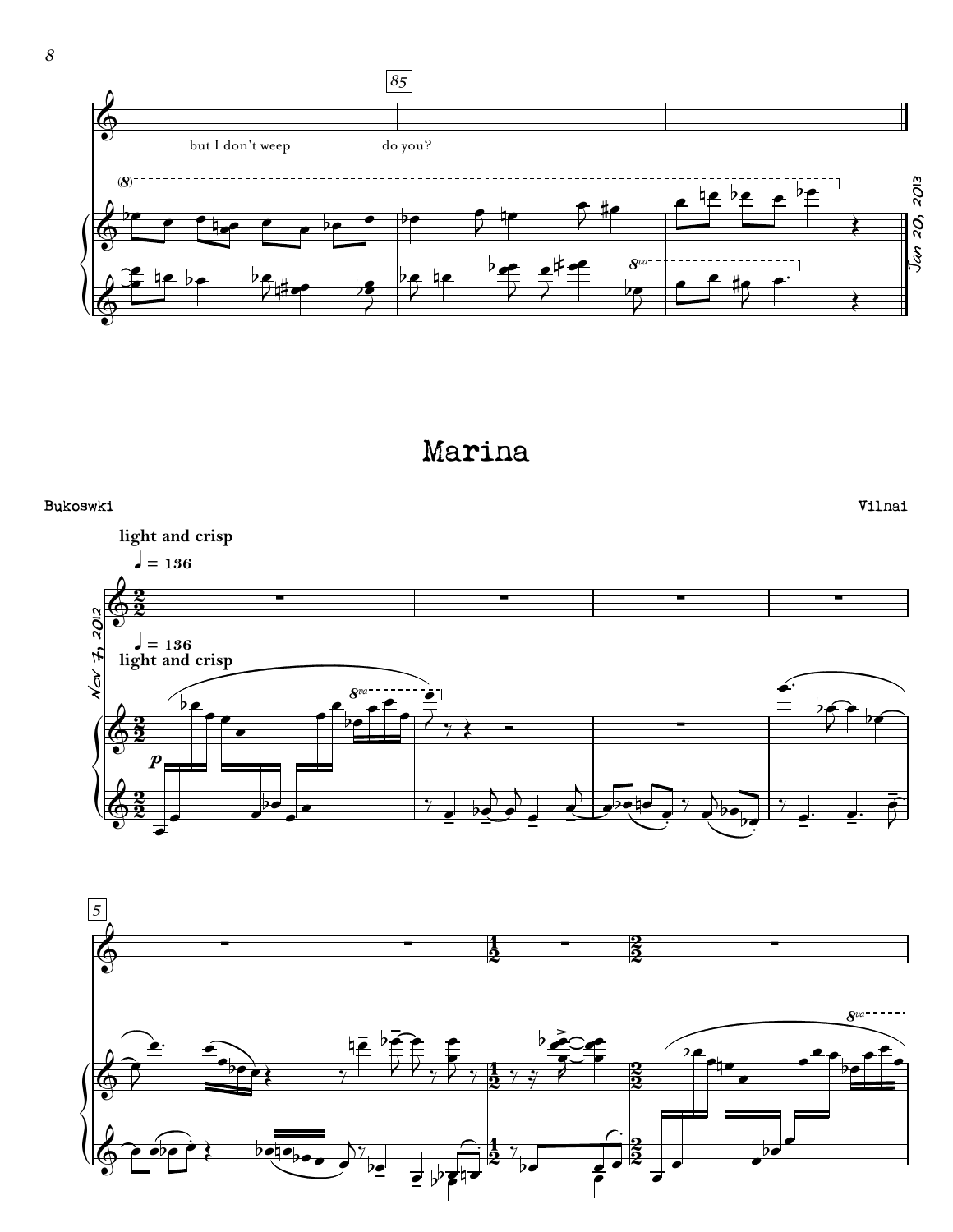but I don't weep do you?

Jan 20, 2013

# Marina

Bukoswki

Vilnai

**light and crisp**

Nov 7, 2012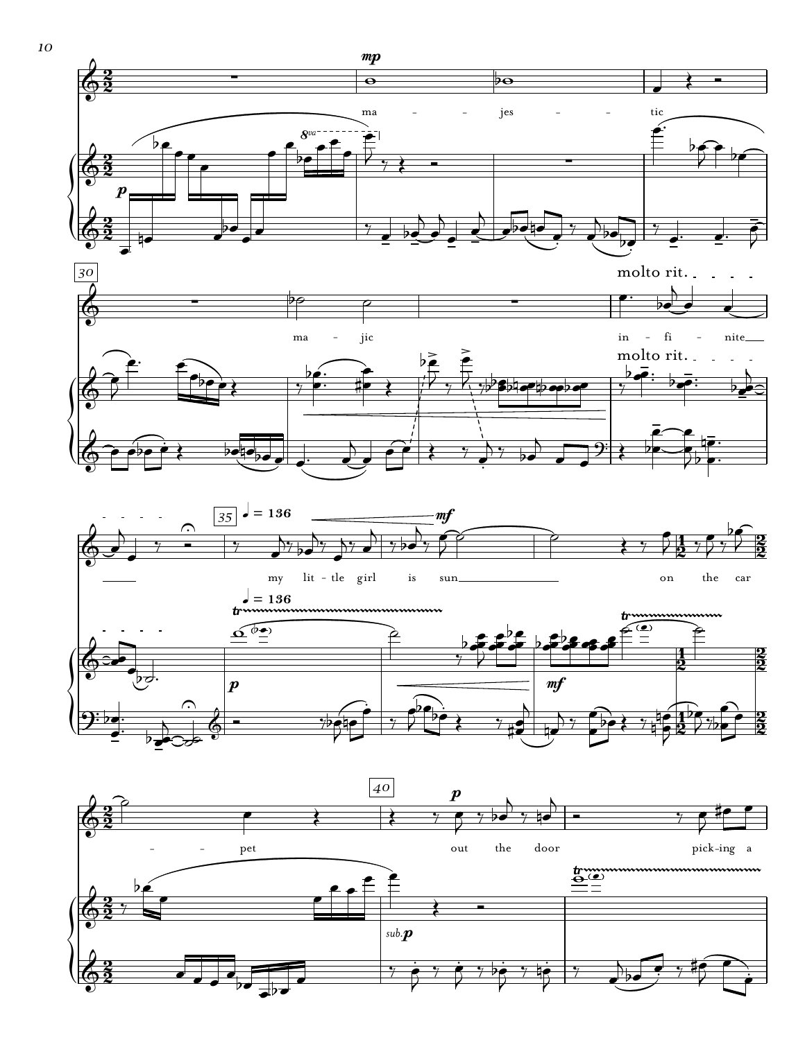ma - - jes - - tic

ma - jic

molto rit.

in - fi - nite

35 ♩ = 136

my lit - tle girl is sun on the car - - pet

40

out the door pick-ing a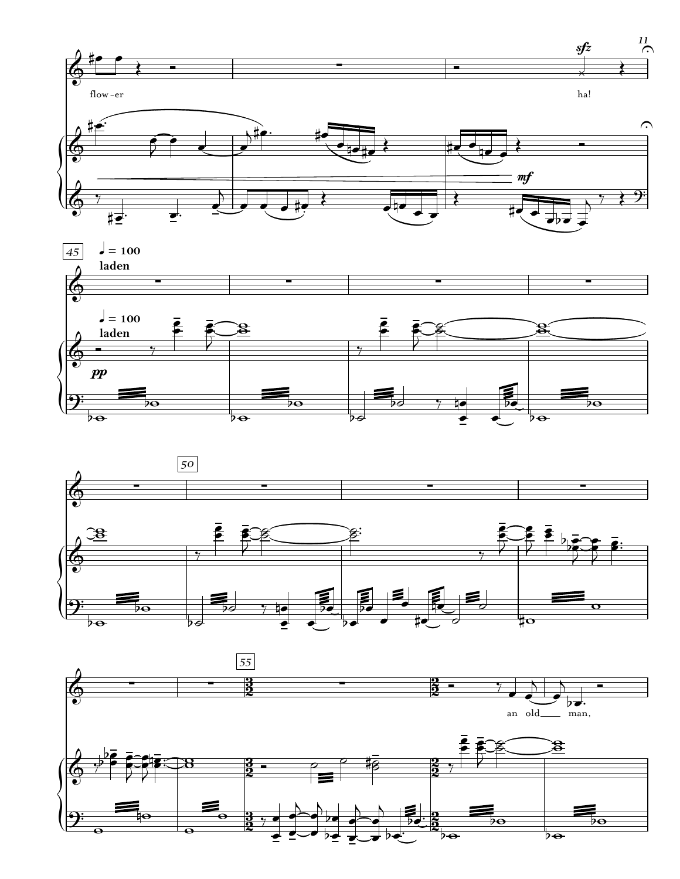flow - er

ha!

45

♩ = 100

**laden**

50

55

an old ___ man,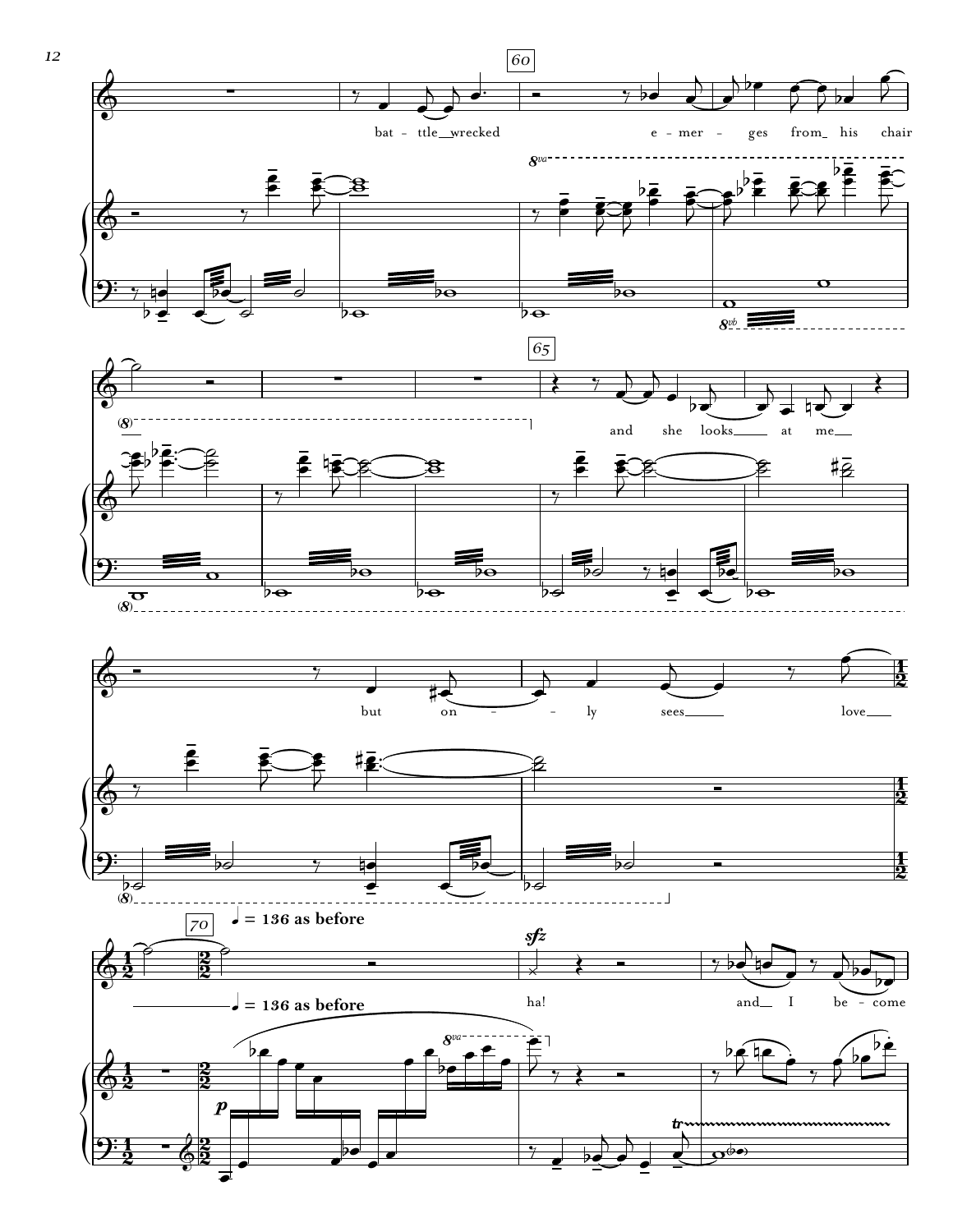60

bat - ttle wrecked e - mer - ges from his chair

65

and she looks at me

but on - - ly sees love

70 ♩ = 136 as before

*sfz*

ha! and I be - come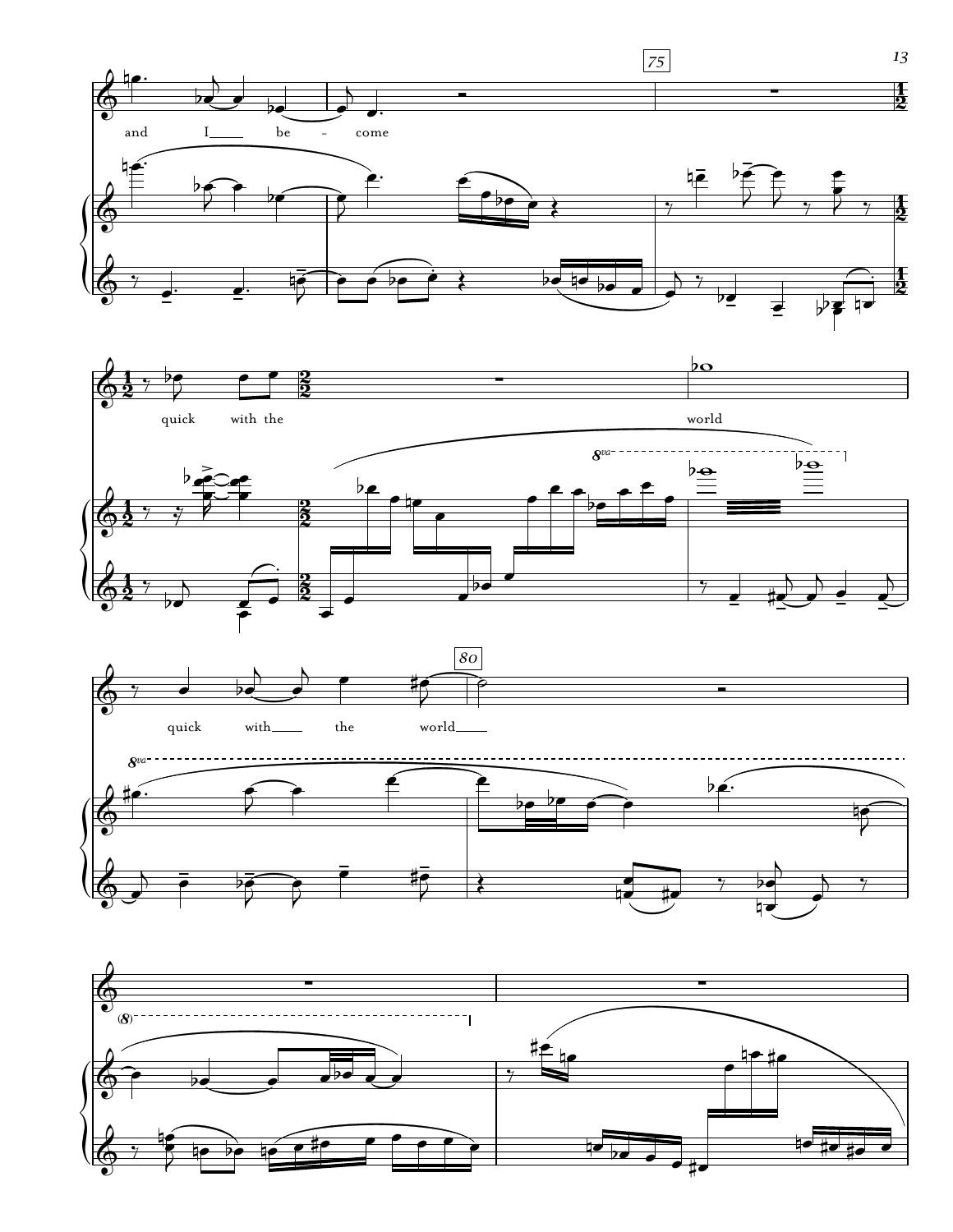and I be - come

quick with the world

quick with the world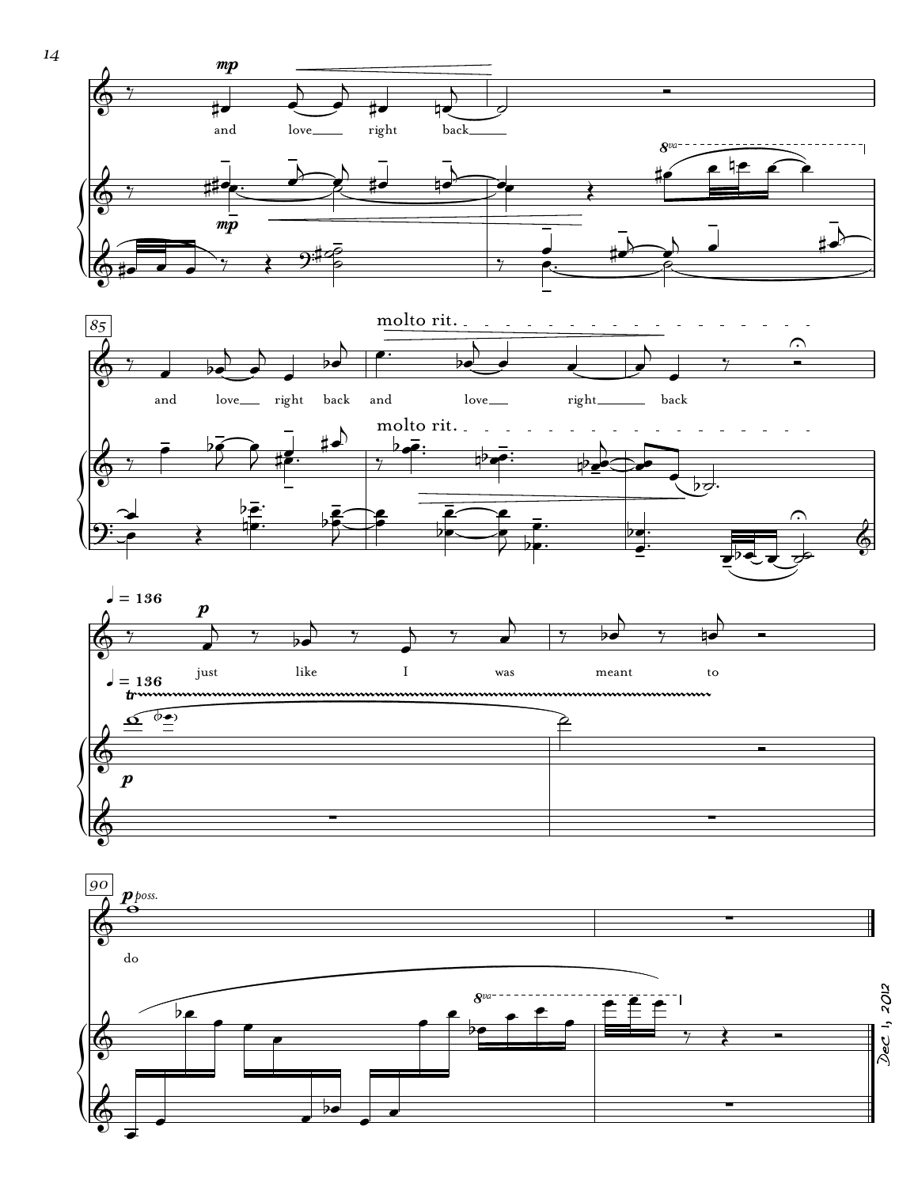and love right back

and love right back and love right back

molto rit.

♩ = 136

just like I was meant to

do

Dec 1, 2012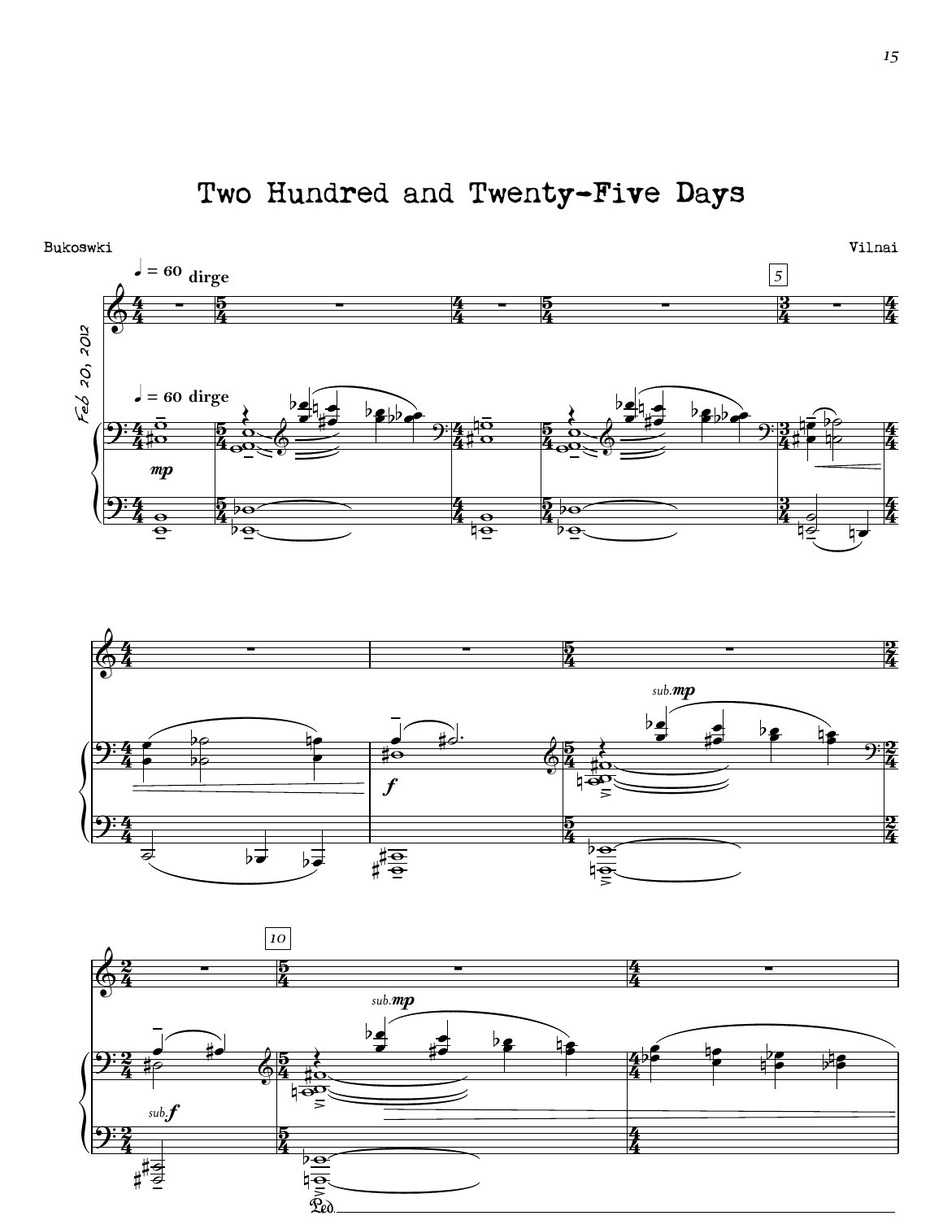# Two Hundred and Twenty-Five Days

Bukoswki

Vilnai

Feb 20, 2012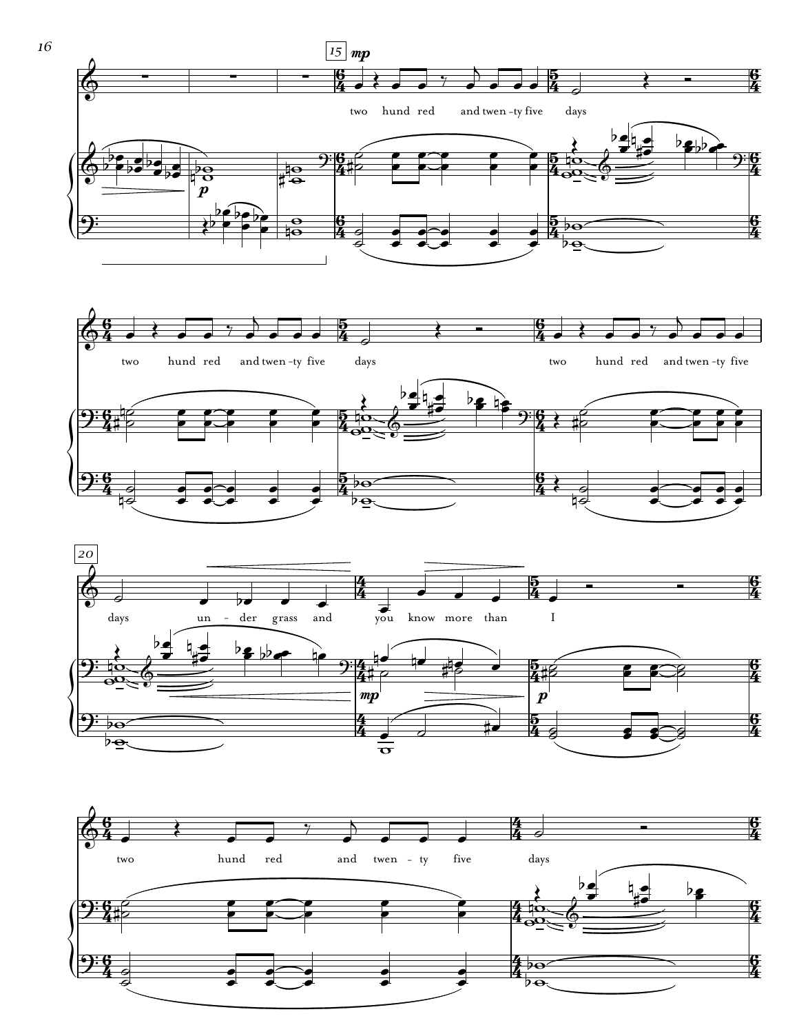15 *mp*

two hund red and twen - ty five days

two hund red and twen - ty five days

two hund red and twen - ty five

20

days un - der grass and you know more than I

two hund red and twen - ty five days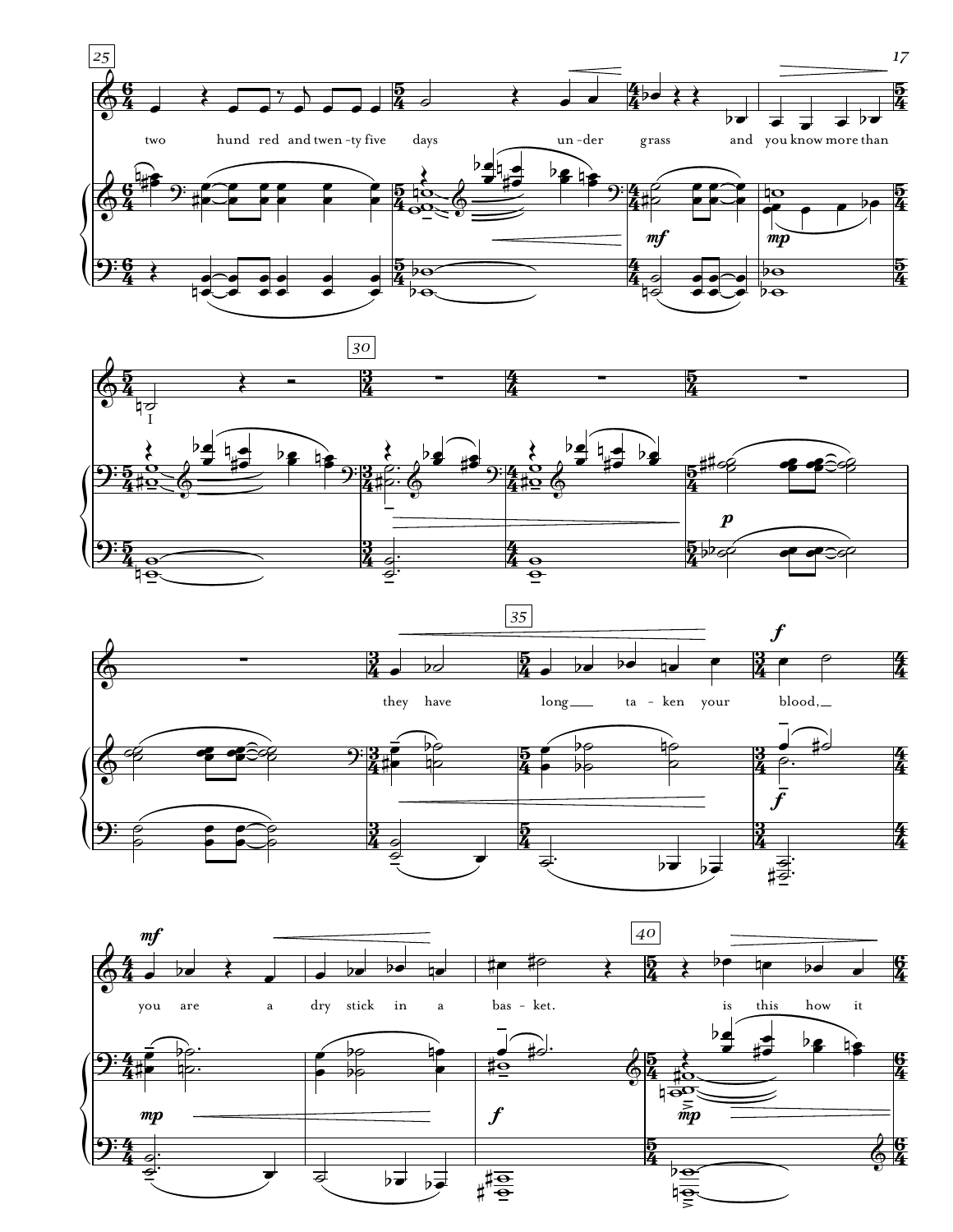25

two hundred and twen-ty five days under grass and you know more than I

30

35

they have long ta-ken your blood,

you are a dry stick in a bas-ket.

40

is this how it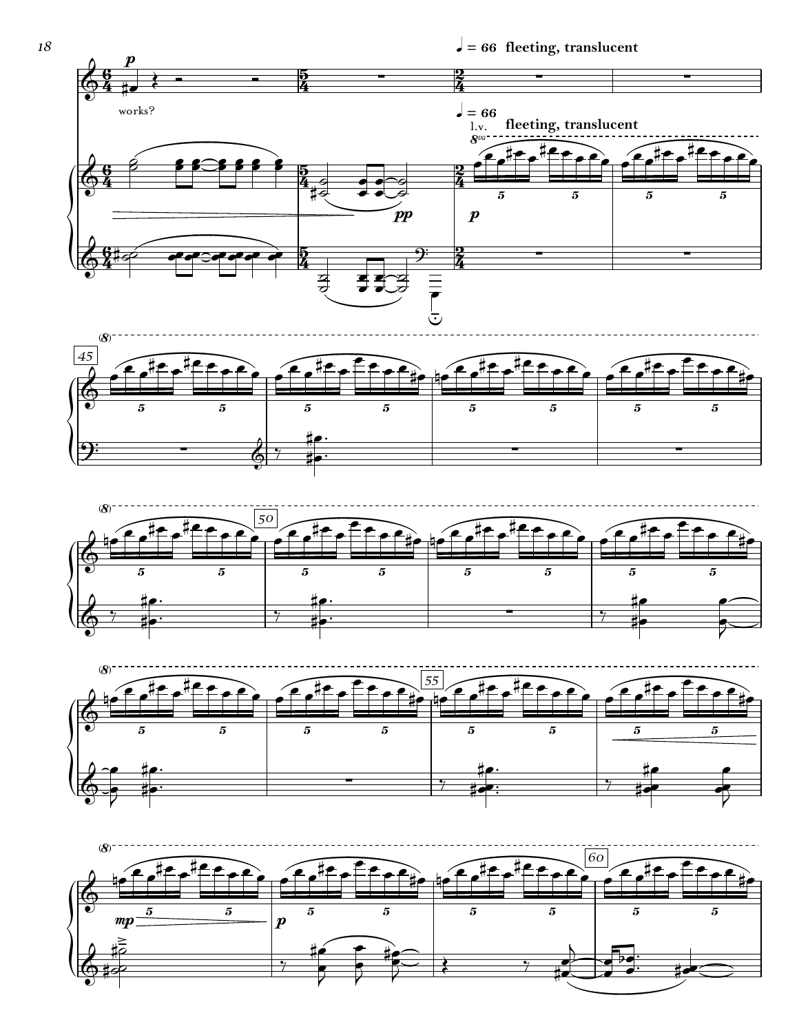♩ = 66 fleeting, translucent

works?

♩ = 66 fleeting, translucent

l.v.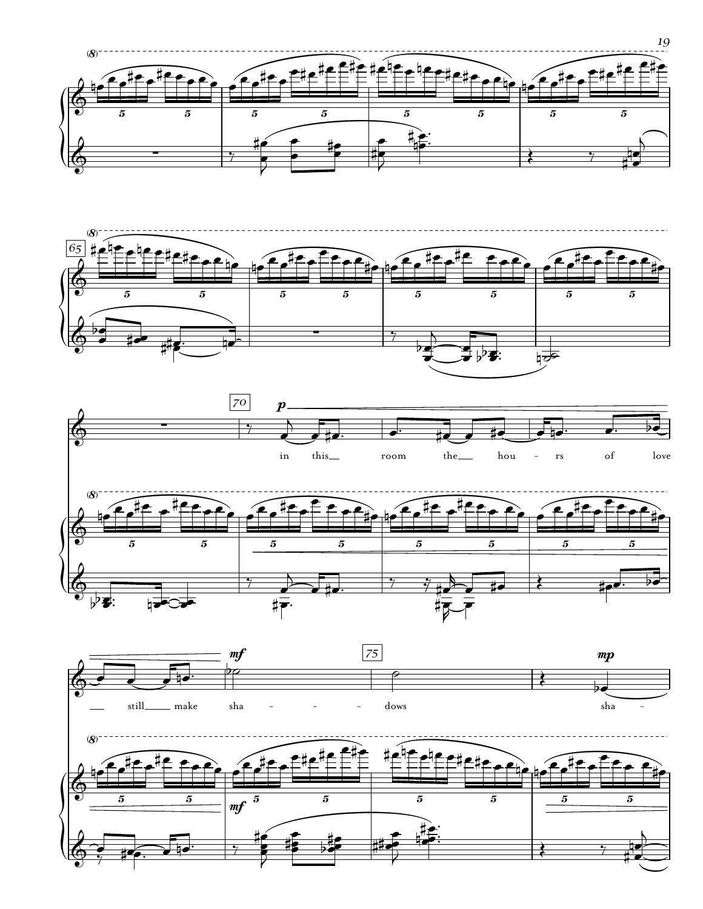in this room the hours of love still make sha - dows sha -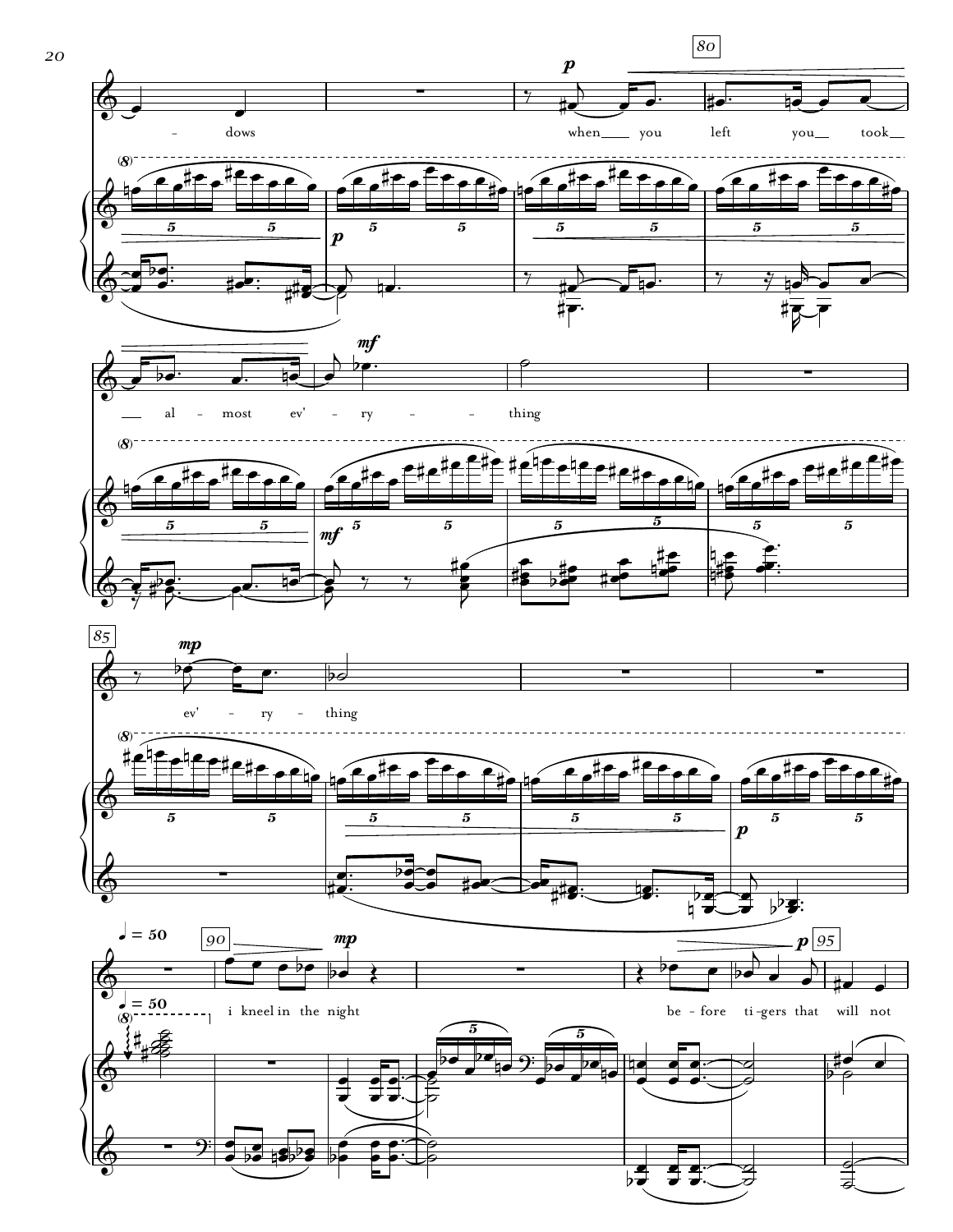-dows

when you left you took almost ev'ry thing

ev'ry thing

♩ = 50

i kneel in the night

before tigers that will not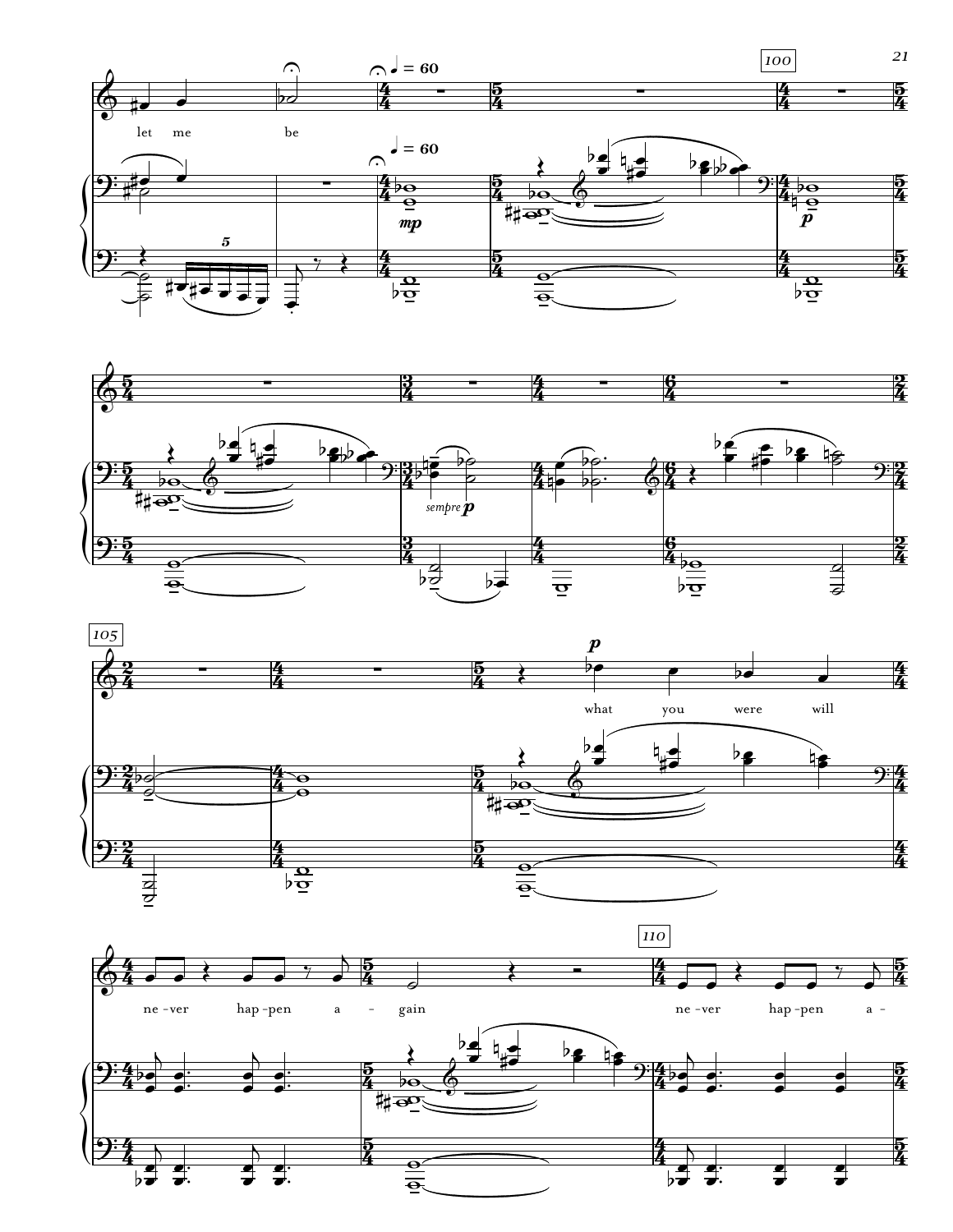let me be

♩ = 60

♩ = 60

*mp*

*p*

*sempre p*

105

*p*

what you were will

ne - ver hap - pen a - gain

110

ne - ver hap - pen a -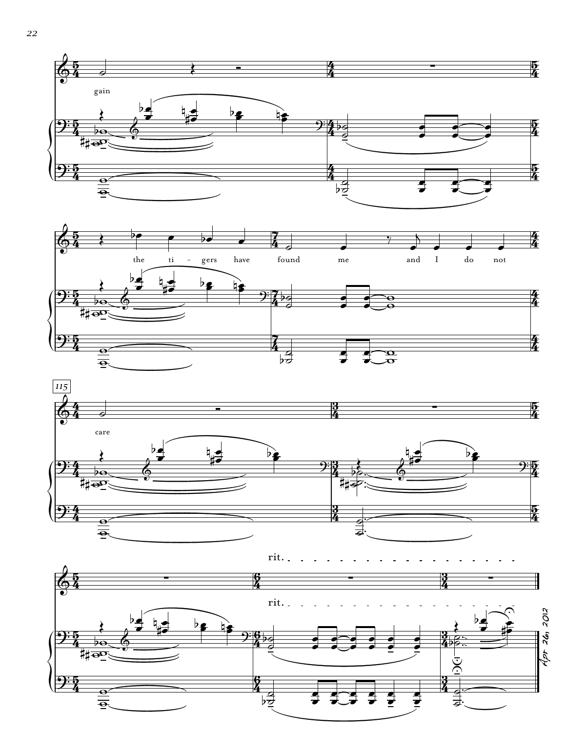gain

the ti - gers have found me and I do not

115

care

rit.

rit.

Apr 26, 2012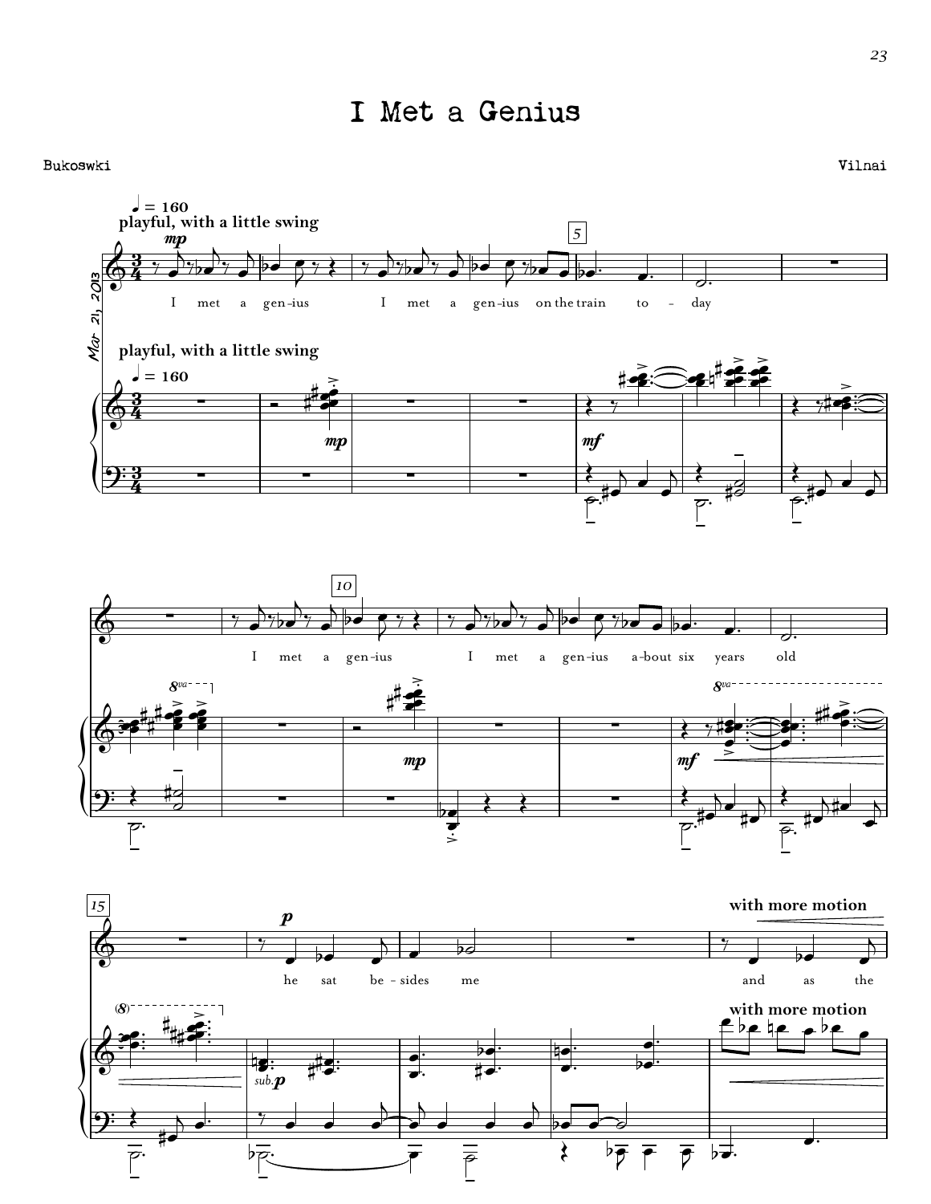# I Met a Genius

Bukoswki

Vilnai

Mar 21, 2013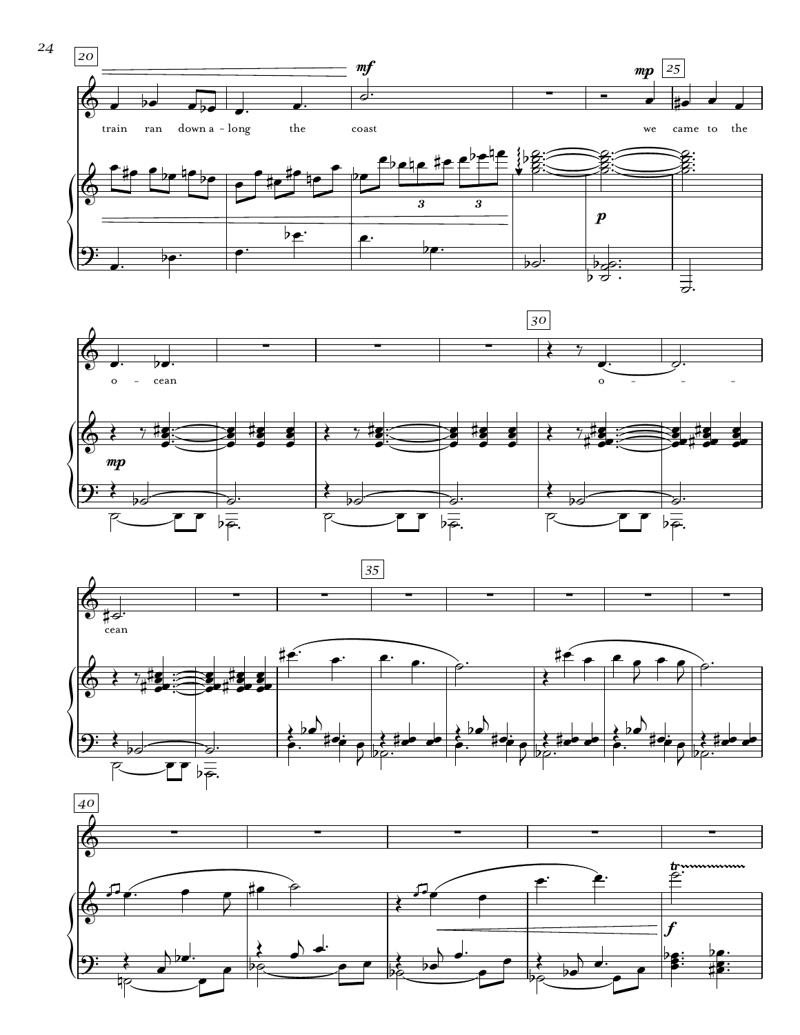train ran down a-long the coast

we came to the o-cean

o- - - - cean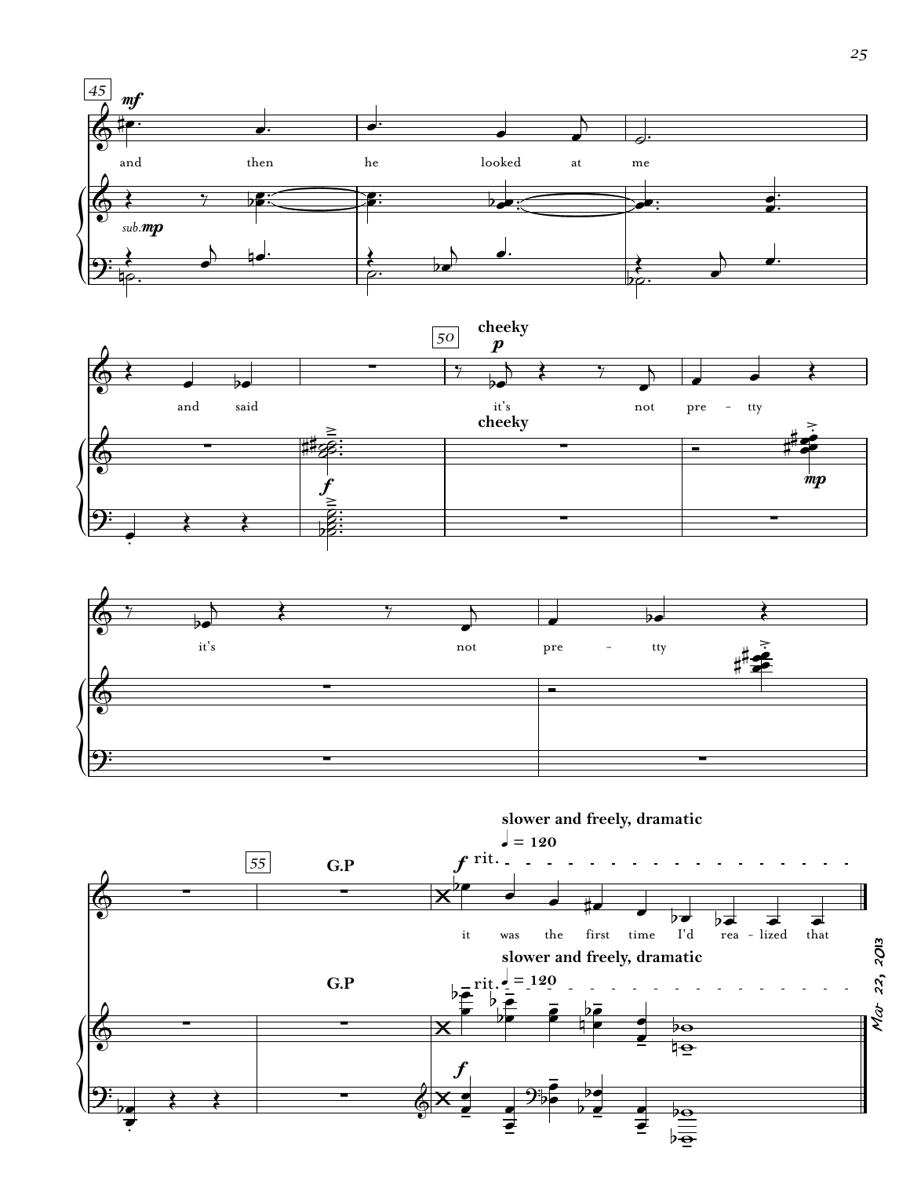45

*mf*

and then he looked at me

*sub.* *mp*

and said

*f*

50

**cheeky**

*p*

it's not pre - tty

**cheeky**

*mp*

it's not pre - tty

55

**G.P**

**slower and freely, dramatic**

♩ = 120

*f* rit.

it was the first time I'd rea - lized that

**G.P**

**slower and freely, dramatic**

rit. ♩ = 120

*f*

Mar 22, 2013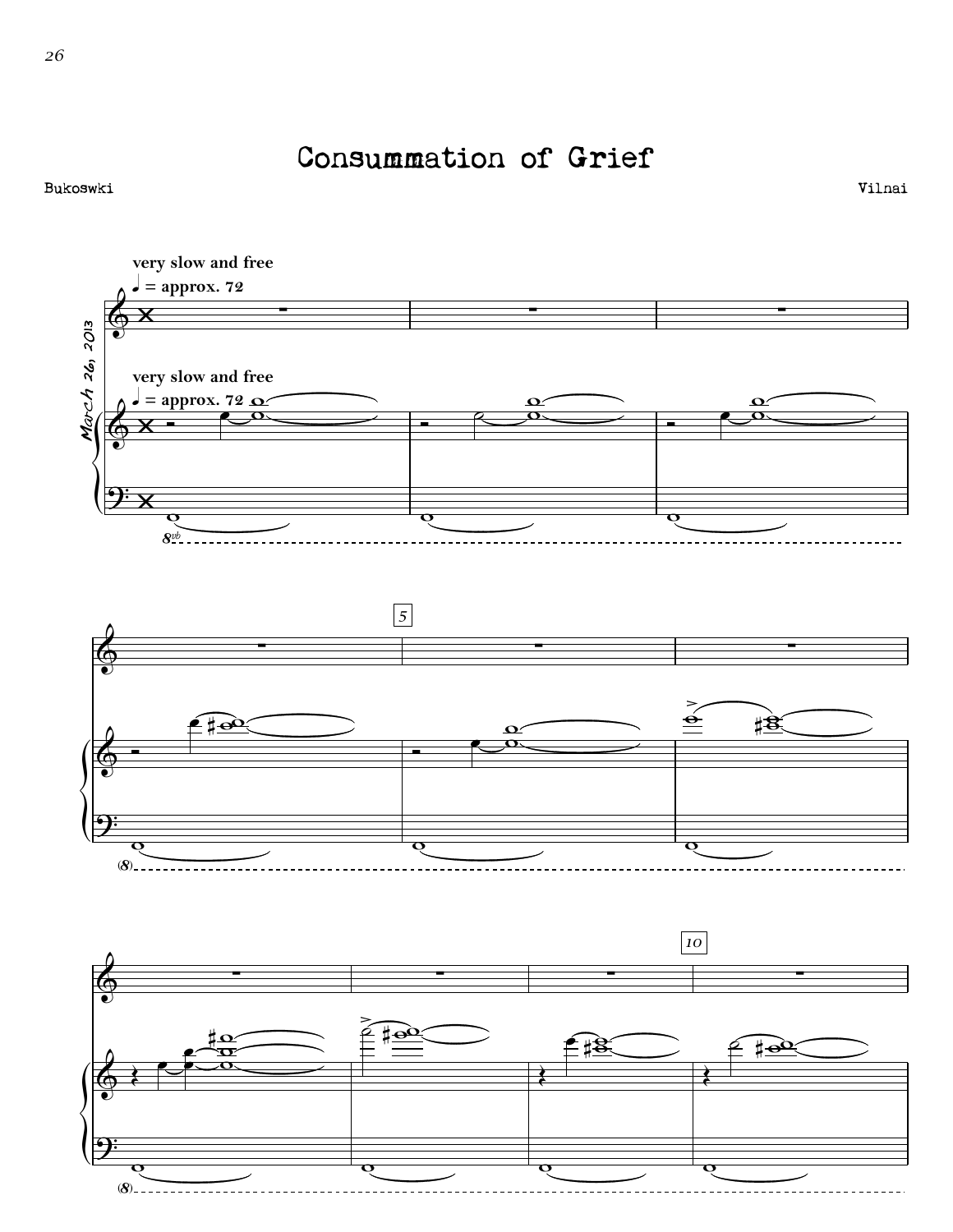# Consummation of Grief

Bukoswki

Vilnai

very slow and free

♩ = approx. 72

March 26, 2013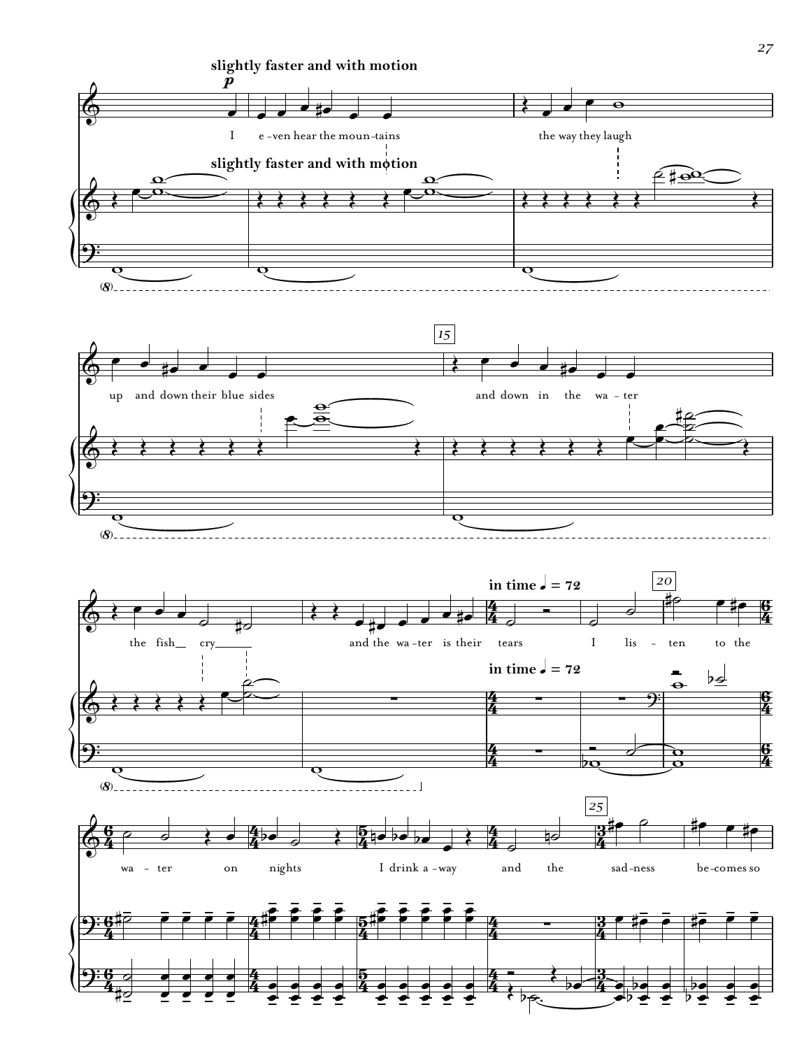**slightly faster and with motion**

*p*

I e-ven hear the moun-tains the way they laugh

up and down their blue sides and down in the wa-ter

the fish cry and the wa-ter is their tears I lis-ten to the

**in time ♩ = 72**

wa-ter on nights I drink a-way and the sad-ness be-comes so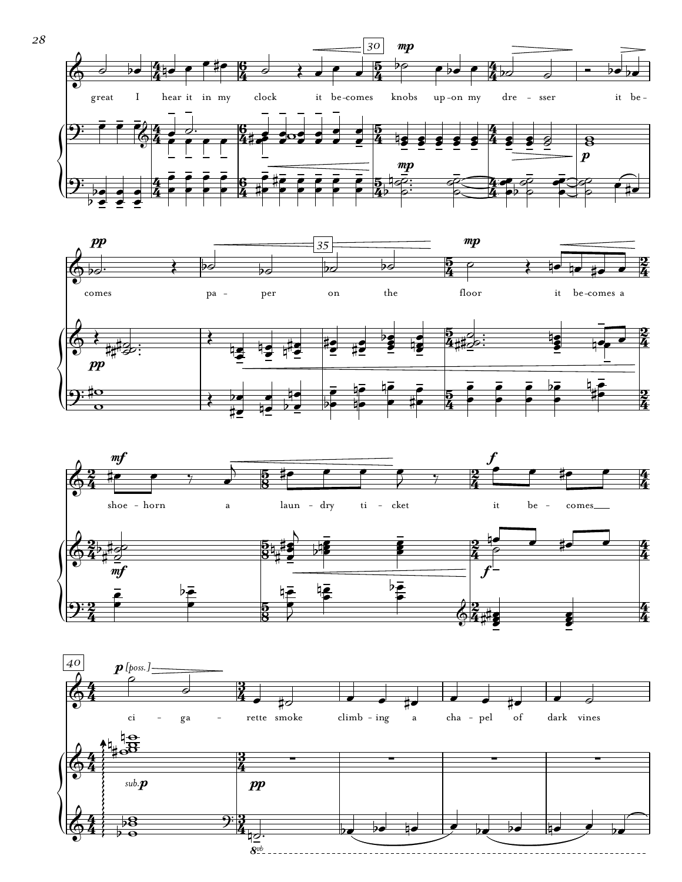great I hear it in my clock it be-comes knobs up-on my dre - sser it be-

comes pa - per on the floor it be-comes a

shoe - horn a laun - dry ti - cket it be - comes

ci - ga - rette smoke climb - ing a cha - pel of dark vines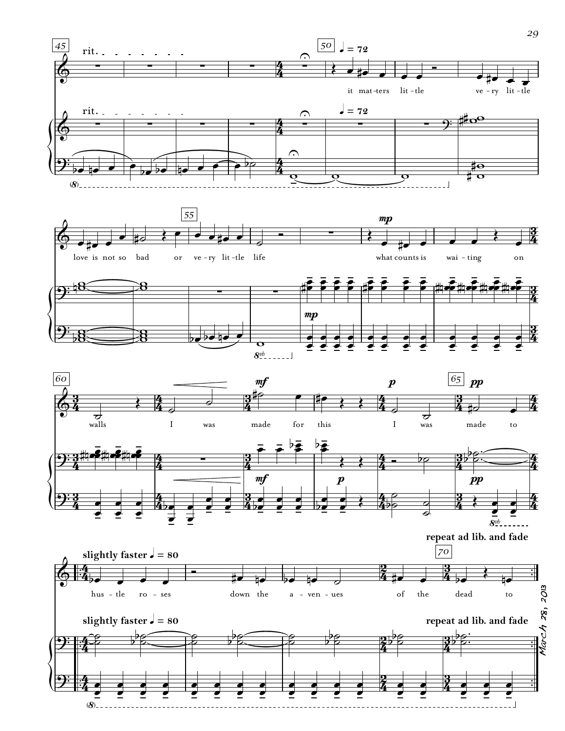rit.

♩ = 72

it mat-ters lit-tle ve-ry lit-tle

love is not so bad or ve-ry lit-tle life

what counts is wai-ting on walls

I was made for this I was made to

slightly faster ♩ = 80

hus-tle ro-ses down the a-ven-ues of the dead to

repeat ad lib. and fade

March 28, 2013